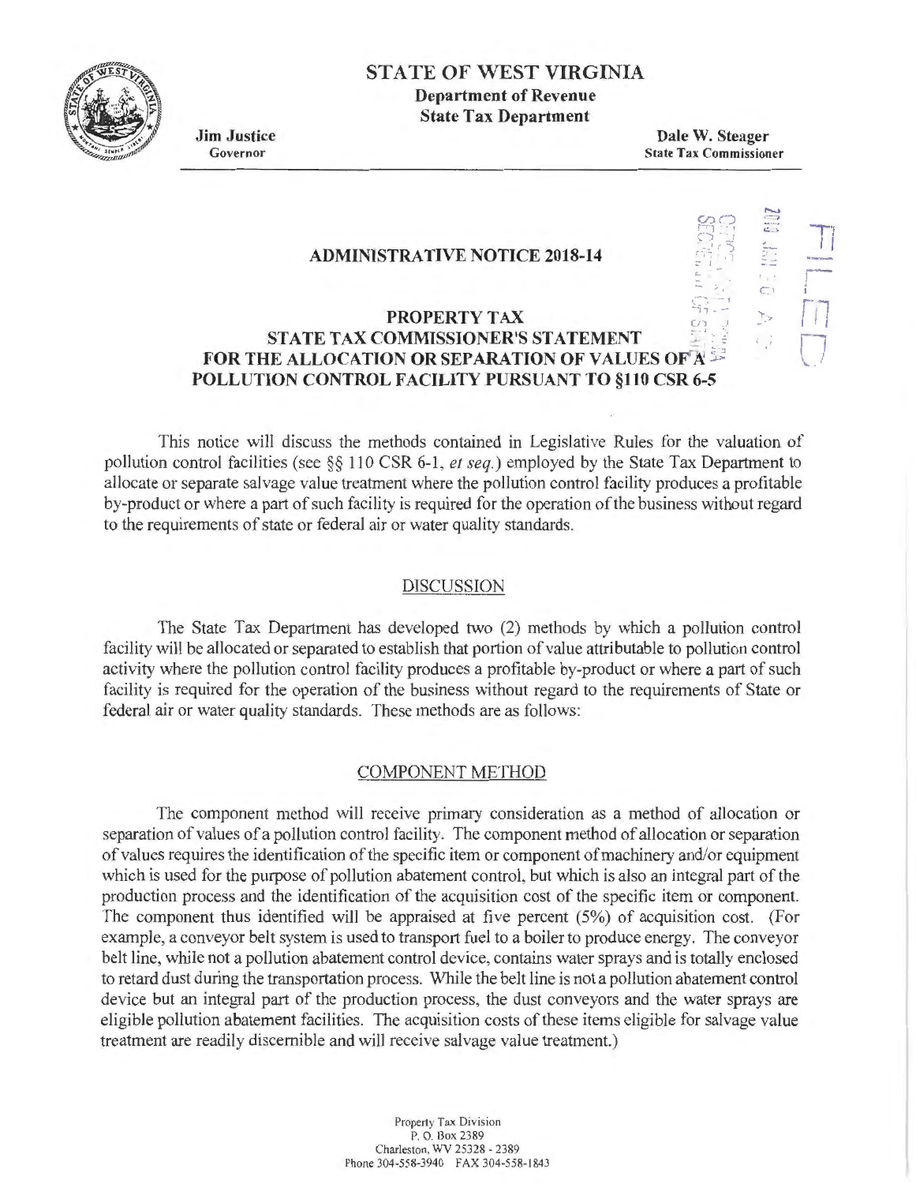# STATE OF WEST VIRGINIA

**Department of Revenue**
**State Tax Department**

**Jim Justice**
Governor

**Dale W. Steager**
State Tax Commissioner

## ADMINISTRATIVE NOTICE 2018-14

## PROPERTY TAX
## STATE TAX COMMISSIONER'S STATEMENT
## FOR THE ALLOCATION OR SEPARATION OF VALUES OF A POLLUTION CONTROL FACILITY PURSUANT TO §110 CSR 6-5

This notice will discuss the methods contained in Legislative Rules for the valuation of pollution control facilities (see §§ 110 CSR 6-1, *et seq.*) employed by the State Tax Department to allocate or separate salvage value treatment where the pollution control facility produces a profitable by-product or where a part of such facility is required for the operation of the business without regard to the requirements of state or federal air or water quality standards.

### DISCUSSION

The State Tax Department has developed two (2) methods by which a pollution control facility will be allocated or separated to establish that portion of value attributable to pollution control activity where the pollution control facility produces a profitable by-product or where a part of such facility is required for the operation of the business without regard to the requirements of State or federal air or water quality standards. These methods are as follows:

### COMPONENT METHOD

The component method will receive primary consideration as a method of allocation or separation of values of a pollution control facility. The component method of allocation or separation of values requires the identification of the specific item or component of machinery and/or equipment which is used for the purpose of pollution abatement control, but which is also an integral part of the production process and the identification of the acquisition cost of the specific item or component. The component thus identified will be appraised at five percent (5%) of acquisition cost. (For example, a conveyor belt system is used to transport fuel to a boiler to produce energy. The conveyor belt line, while not a pollution abatement control device, contains water sprays and is totally enclosed to retard dust during the transportation process. While the belt line is not a pollution abatement control device but an integral part of the production process, the dust conveyors and the water sprays are eligible pollution abatement facilities. The acquisition costs of these items eligible for salvage value treatment are readily discernible and will receive salvage value treatment.)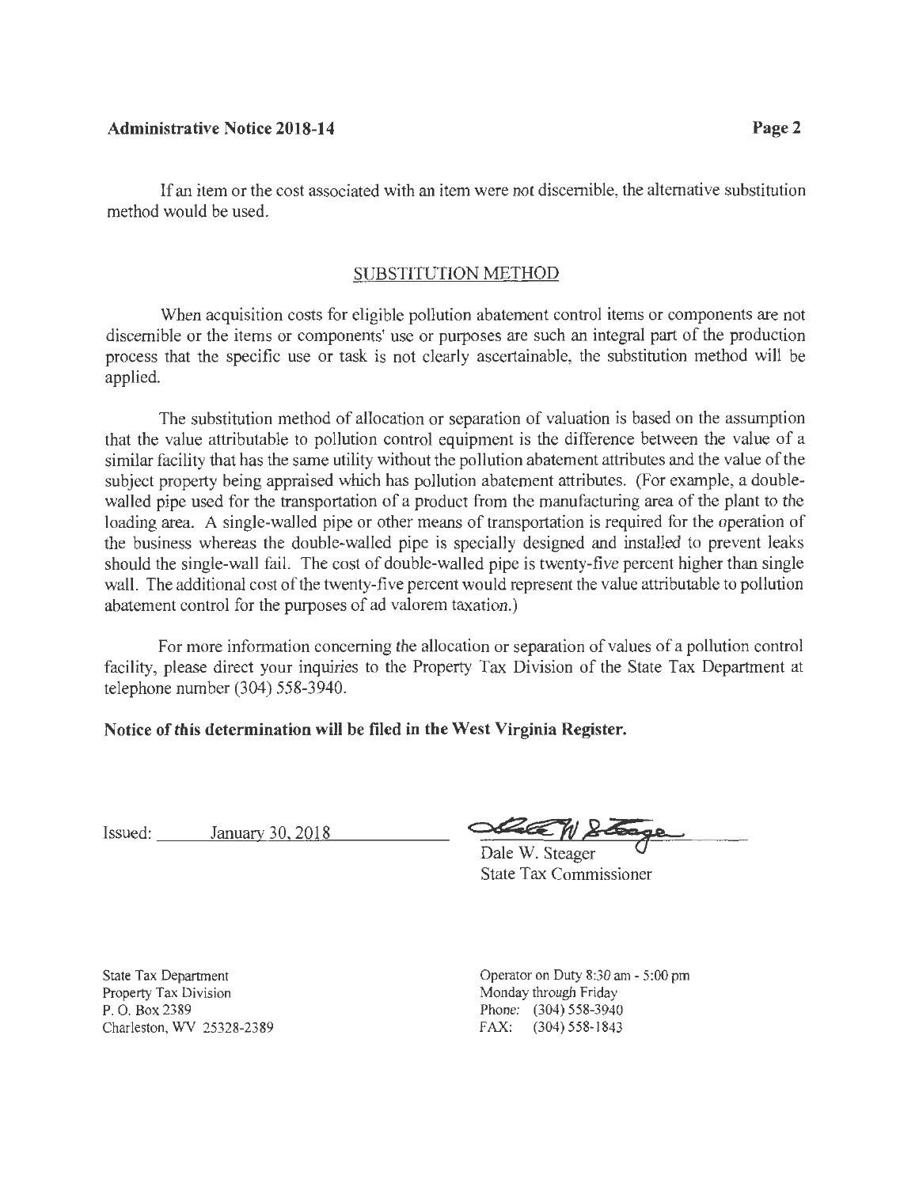If an item or the cost associated with an item were not discernible, the alternative substitution method would be used.

## SUBSTITUTION METHOD

When acquisition costs for eligible pollution abatement control items or components are not discernible or the items or components' use or purposes are such an integral part of the production process that the specific use or task is not clearly ascertainable, the substitution method will be applied.

The substitution method of allocation or separation of valuation is based on the assumption that the value attributable to pollution control equipment is the difference between the value of a similar facility that has the same utility without the pollution abatement attributes and the value of the subject property being appraised which has pollution abatement attributes. (For example, a double-walled pipe used for the transportation of a product from the manufacturing area of the plant to the loading area. A single-walled pipe or other means of transportation is required for the operation of the business whereas the double-walled pipe is specially designed and installed to prevent leaks should the single-wall fail. The cost of double-walled pipe is twenty-five percent higher than single wall. The additional cost of the twenty-five percent would represent the value attributable to pollution abatement control for the purposes of ad valorem taxation.)

For more information concerning the allocation or separation of values of a pollution control facility, please direct your inquiries to the Property Tax Division of the State Tax Department at telephone number (304) 558-3940.

**Notice of this determination will be filed in the West Virginia Register.**

Issued: January 30, 2018

Dale W. Steager
State Tax Commissioner

State Tax Department
Property Tax Division
P. O. Box 2389
Charleston, WV 25328-2389

Operator on Duty 8:30 am - 5:00 pm
Monday through Friday
Phone: (304) 558-3940
FAX: (304) 558-1843